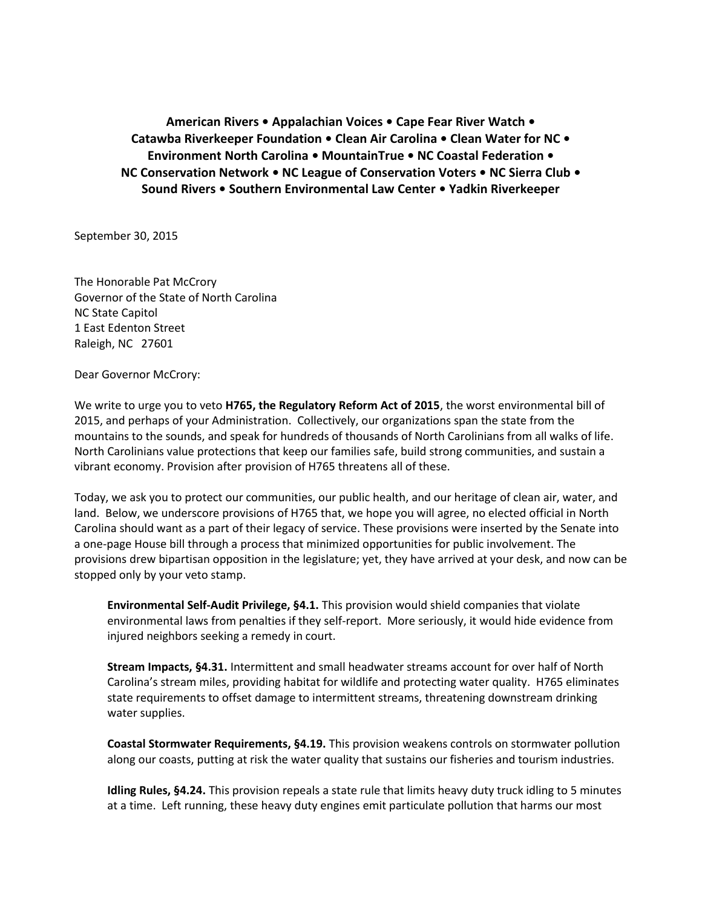**American Rivers • Appalachian Voices • Cape Fear River Watch • Catawba Riverkeeper Foundation • Clean Air Carolina • Clean Water for NC • Environment North Carolina • MountainTrue • NC Coastal Federation • NC Conservation Network • NC League of Conservation Voters • NC Sierra Club • Sound Rivers • Southern Environmental Law Center • Yadkin Riverkeeper**

September 30, 2015

The Honorable Pat McCrory
Governor of the State of North Carolina
NC State Capitol
1 East Edenton Street
Raleigh, NC 27601

Dear Governor McCrory:

We write to urge you to veto **H765, the Regulatory Reform Act of 2015**, the worst environmental bill of 2015, and perhaps of your Administration. Collectively, our organizations span the state from the mountains to the sounds, and speak for hundreds of thousands of North Carolinians from all walks of life. North Carolinians value protections that keep our families safe, build strong communities, and sustain a vibrant economy. Provision after provision of H765 threatens all of these.

Today, we ask you to protect our communities, our public health, and our heritage of clean air, water, and land. Below, we underscore provisions of H765 that, we hope you will agree, no elected official in North Carolina should want as a part of their legacy of service. These provisions were inserted by the Senate into a one-page House bill through a process that minimized opportunities for public involvement. The provisions drew bipartisan opposition in the legislature; yet, they have arrived at your desk, and now can be stopped only by your veto stamp.

**Environmental Self-Audit Privilege, §4.1.** This provision would shield companies that violate environmental laws from penalties if they self-report. More seriously, it would hide evidence from injured neighbors seeking a remedy in court.

**Stream Impacts, §4.31.** Intermittent and small headwater streams account for over half of North Carolina's stream miles, providing habitat for wildlife and protecting water quality. H765 eliminates state requirements to offset damage to intermittent streams, threatening downstream drinking water supplies.

**Coastal Stormwater Requirements, §4.19.** This provision weakens controls on stormwater pollution along our coasts, putting at risk the water quality that sustains our fisheries and tourism industries.

**Idling Rules, §4.24.** This provision repeals a state rule that limits heavy duty truck idling to 5 minutes at a time. Left running, these heavy duty engines emit particulate pollution that harms our most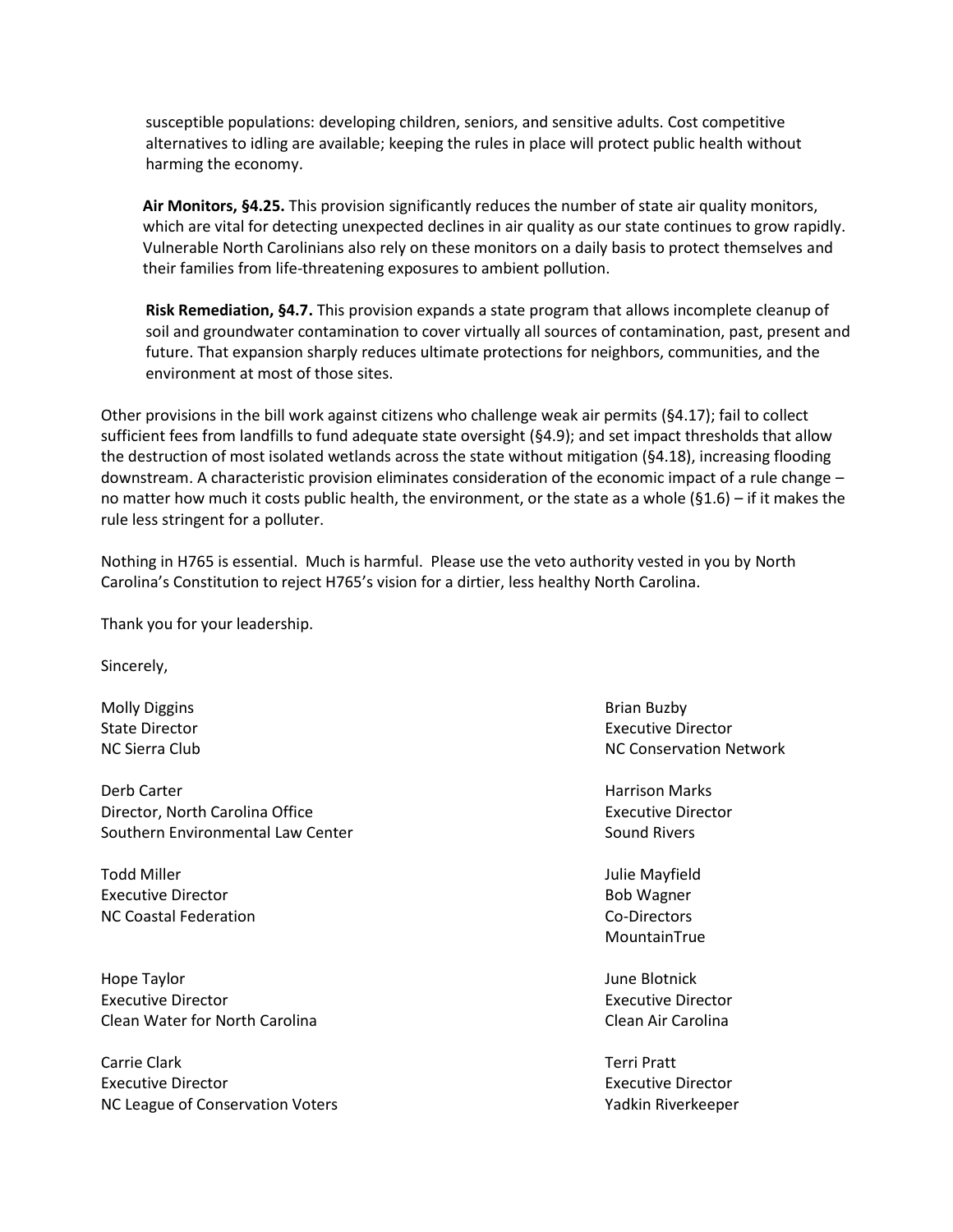susceptible populations: developing children, seniors, and sensitive adults. Cost competitive alternatives to idling are available; keeping the rules in place will protect public health without harming the economy.

**Air Monitors, §4.25.** This provision significantly reduces the number of state air quality monitors, which are vital for detecting unexpected declines in air quality as our state continues to grow rapidly. Vulnerable North Carolinians also rely on these monitors on a daily basis to protect themselves and their families from life-threatening exposures to ambient pollution.

**Risk Remediation, §4.7.** This provision expands a state program that allows incomplete cleanup of soil and groundwater contamination to cover virtually all sources of contamination, past, present and future. That expansion sharply reduces ultimate protections for neighbors, communities, and the environment at most of those sites.

Other provisions in the bill work against citizens who challenge weak air permits (§4.17); fail to collect sufficient fees from landfills to fund adequate state oversight (§4.9); and set impact thresholds that allow the destruction of most isolated wetlands across the state without mitigation (§4.18), increasing flooding downstream. A characteristic provision eliminates consideration of the economic impact of a rule change – no matter how much it costs public health, the environment, or the state as a whole (§1.6) – if it makes the rule less stringent for a polluter.

Nothing in H765 is essential. Much is harmful. Please use the veto authority vested in you by North Carolina's Constitution to reject H765's vision for a dirtier, less healthy North Carolina.

Thank you for your leadership.

Sincerely,

Molly Diggins
State Director
NC Sierra Club

Brian Buzby
Executive Director
NC Conservation Network

Derb Carter
Director, North Carolina Office
Southern Environmental Law Center

Harrison Marks
Executive Director
Sound Rivers

Todd Miller
Executive Director
NC Coastal Federation

Julie Mayfield
Bob Wagner
Co-Directors
MountainTrue

Hope Taylor
Executive Director
Clean Water for North Carolina

June Blotnick
Executive Director
Clean Air Carolina

Carrie Clark
Executive Director
NC League of Conservation Voters

Terri Pratt
Executive Director
Yadkin Riverkeeper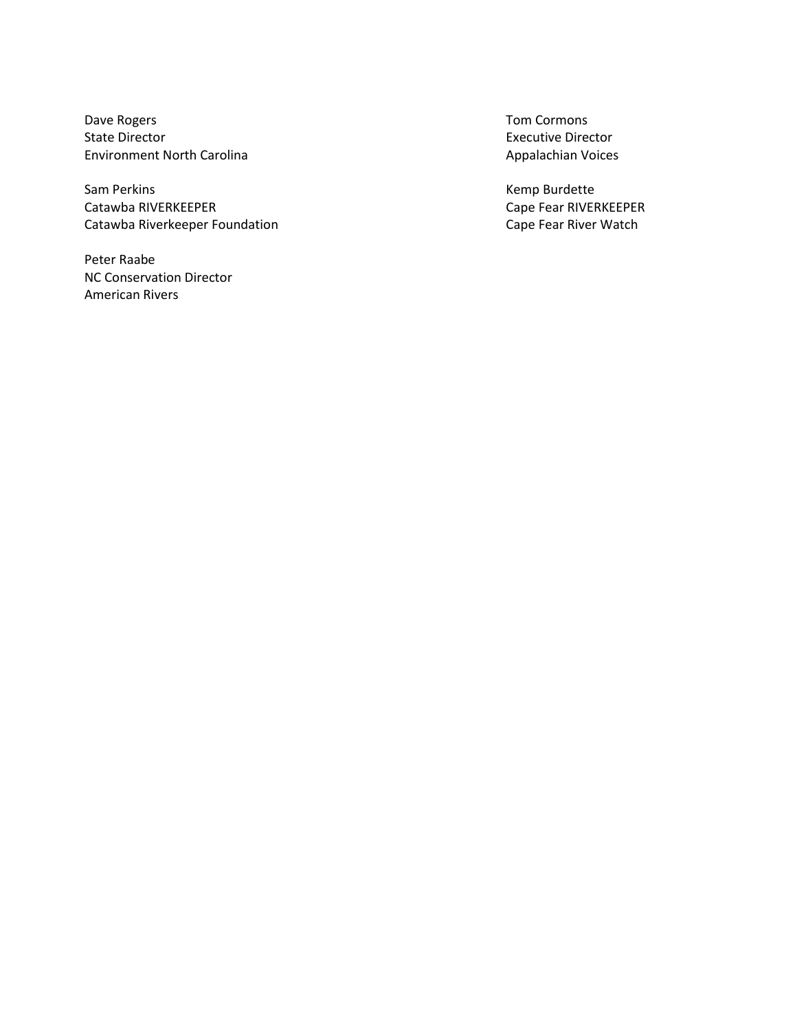Dave Rogers
State Director
Environment North Carolina

Sam Perkins
Catawba RIVERKEEPER
Catawba Riverkeeper Foundation

Peter Raabe
NC Conservation Director
American Rivers

Tom Cormons
Executive Director
Appalachian Voices

Kemp Burdette
Cape Fear RIVERKEEPER
Cape Fear River Watch